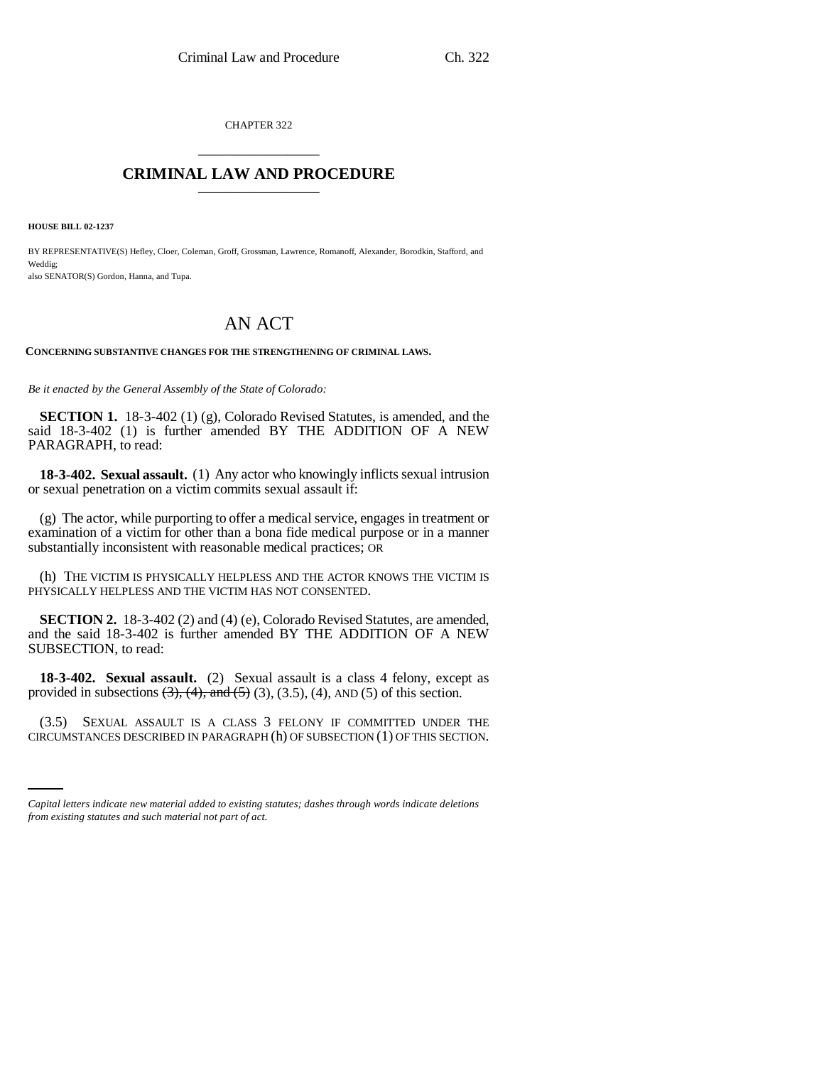CHAPTER 322

## CRIMINAL LAW AND PROCEDURE

**HOUSE BILL 02-1237**

BY REPRESENTATIVE(S) Hefley, Cloer, Coleman, Groff, Grossman, Lawrence, Romanoff, Alexander, Borodkin, Stafford, and Weddig;
also SENATOR(S) Gordon, Hanna, and Tupa.

# AN ACT

**CONCERNING SUBSTANTIVE CHANGES FOR THE STRENGTHENING OF CRIMINAL LAWS.**

*Be it enacted by the General Assembly of the State of Colorado:*

**SECTION 1.** 18-3-402 (1) (g), Colorado Revised Statutes, is amended, and the said 18-3-402 (1) is further amended BY THE ADDITION OF A NEW PARAGRAPH, to read:

**18-3-402. Sexual assault.** (1) Any actor who knowingly inflicts sexual intrusion or sexual penetration on a victim commits sexual assault if:

(g) The actor, while purporting to offer a medical service, engages in treatment or examination of a victim for other than a bona fide medical purpose or in a manner substantially inconsistent with reasonable medical practices; OR

(h) THE VICTIM IS PHYSICALLY HELPLESS AND THE ACTOR KNOWS THE VICTIM IS PHYSICALLY HELPLESS AND THE VICTIM HAS NOT CONSENTED.

**SECTION 2.** 18-3-402 (2) and (4) (e), Colorado Revised Statutes, are amended, and the said 18-3-402 is further amended BY THE ADDITION OF A NEW SUBSECTION, to read:

**18-3-402. Sexual assault.** (2) Sexual assault is a class 4 felony, except as provided in subsections ~~(3), (4), and (5)~~ (3), (3.5), (4), AND (5) of this section.

(3.5) SEXUAL ASSAULT IS A CLASS 3 FELONY IF COMMITTED UNDER THE CIRCUMSTANCES DESCRIBED IN PARAGRAPH (h) OF SUBSECTION (1) OF THIS SECTION.

*Capital letters indicate new material added to existing statutes; dashes through words indicate deletions from existing statutes and such material not part of act.*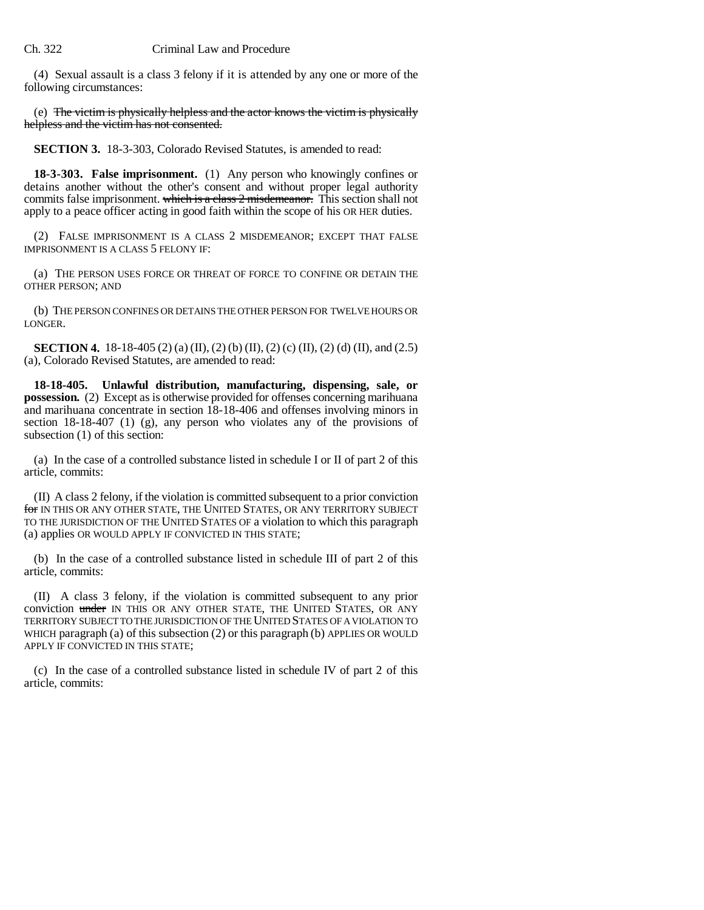(4) Sexual assault is a class 3 felony if it is attended by any one or more of the following circumstances:

(e) ~~The victim is physically helpless and the actor knows the victim is physically helpless and the victim has not consented.~~

**SECTION 3.** 18-3-303, Colorado Revised Statutes, is amended to read:

**18-3-303. False imprisonment.** (1) Any person who knowingly confines or detains another without the other's consent and without proper legal authority commits false imprisonment. ~~which is a class 2 misdemeanor.~~ This section shall not apply to a peace officer acting in good faith within the scope of his OR HER duties.

(2) FALSE IMPRISONMENT IS A CLASS 2 MISDEMEANOR; EXCEPT THAT FALSE IMPRISONMENT IS A CLASS 5 FELONY IF:

(a) THE PERSON USES FORCE OR THREAT OF FORCE TO CONFINE OR DETAIN THE OTHER PERSON; AND

(b) THE PERSON CONFINES OR DETAINS THE OTHER PERSON FOR TWELVE HOURS OR LONGER.

**SECTION 4.** 18-18-405 (2) (a) (II), (2) (b) (II), (2) (c) (II), (2) (d) (II), and (2.5) (a), Colorado Revised Statutes, are amended to read:

**18-18-405. Unlawful distribution, manufacturing, dispensing, sale, or possession.** (2) Except as is otherwise provided for offenses concerning marihuana and marihuana concentrate in section 18-18-406 and offenses involving minors in section 18-18-407 (1) (g), any person who violates any of the provisions of subsection (1) of this section:

(a) In the case of a controlled substance listed in schedule I or II of part 2 of this article, commits:

(II) A class 2 felony, if the violation is committed subsequent to a prior conviction ~~for~~ IN THIS OR ANY OTHER STATE, THE UNITED STATES, OR ANY TERRITORY SUBJECT TO THE JURISDICTION OF THE UNITED STATES OF a violation to which this paragraph (a) applies OR WOULD APPLY IF CONVICTED IN THIS STATE;

(b) In the case of a controlled substance listed in schedule III of part 2 of this article, commits:

(II) A class 3 felony, if the violation is committed subsequent to any prior conviction ~~under~~ IN THIS OR ANY OTHER STATE, THE UNITED STATES, OR ANY TERRITORY SUBJECT TO THE JURISDICTION OF THE UNITED STATES OF A VIOLATION TO WHICH paragraph (a) of this subsection (2) or this paragraph (b) APPLIES OR WOULD APPLY IF CONVICTED IN THIS STATE;

(c) In the case of a controlled substance listed in schedule IV of part 2 of this article, commits: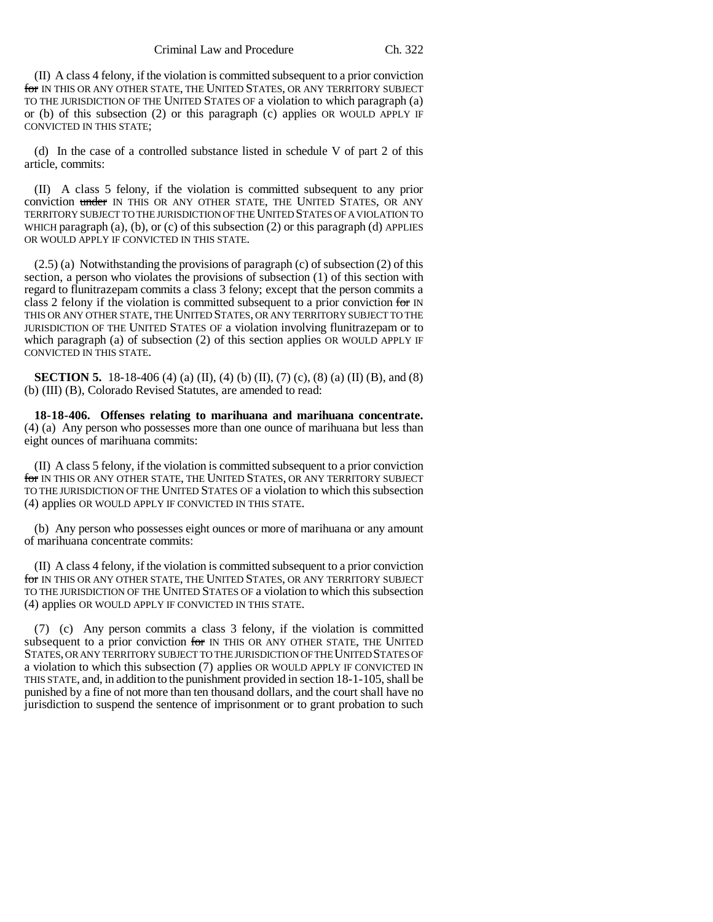(II) A class 4 felony, if the violation is committed subsequent to a prior conviction ~~for~~ IN THIS OR ANY OTHER STATE, THE UNITED STATES, OR ANY TERRITORY SUBJECT TO THE JURISDICTION OF THE UNITED STATES OF a violation to which paragraph (a) or (b) of this subsection (2) or this paragraph (c) applies OR WOULD APPLY IF CONVICTED IN THIS STATE;

(d) In the case of a controlled substance listed in schedule V of part 2 of this article, commits:

(II) A class 5 felony, if the violation is committed subsequent to any prior conviction ~~under~~ IN THIS OR ANY OTHER STATE, THE UNITED STATES, OR ANY TERRITORY SUBJECT TO THE JURISDICTION OF THE UNITED STATES OF A VIOLATION TO WHICH paragraph (a), (b), or (c) of this subsection (2) or this paragraph (d) APPLIES OR WOULD APPLY IF CONVICTED IN THIS STATE.

(2.5) (a) Notwithstanding the provisions of paragraph (c) of subsection (2) of this section, a person who violates the provisions of subsection (1) of this section with regard to flunitrazepam commits a class 3 felony; except that the person commits a class 2 felony if the violation is committed subsequent to a prior conviction ~~for~~ IN THIS OR ANY OTHER STATE, THE UNITED STATES, OR ANY TERRITORY SUBJECT TO THE JURISDICTION OF THE UNITED STATES OF a violation involving flunitrazepam or to which paragraph (a) of subsection (2) of this section applies OR WOULD APPLY IF CONVICTED IN THIS STATE.

**SECTION 5.** 18-18-406 (4) (a) (II), (4) (b) (II), (7) (c), (8) (a) (II) (B), and (8) (b) (III) (B), Colorado Revised Statutes, are amended to read:

**18-18-406. Offenses relating to marihuana and marihuana concentrate.** (4) (a) Any person who possesses more than one ounce of marihuana but less than eight ounces of marihuana commits:

(II) A class 5 felony, if the violation is committed subsequent to a prior conviction ~~for~~ IN THIS OR ANY OTHER STATE, THE UNITED STATES, OR ANY TERRITORY SUBJECT TO THE JURISDICTION OF THE UNITED STATES OF a violation to which this subsection (4) applies OR WOULD APPLY IF CONVICTED IN THIS STATE.

(b) Any person who possesses eight ounces or more of marihuana or any amount of marihuana concentrate commits:

(II) A class 4 felony, if the violation is committed subsequent to a prior conviction ~~for~~ IN THIS OR ANY OTHER STATE, THE UNITED STATES, OR ANY TERRITORY SUBJECT TO THE JURISDICTION OF THE UNITED STATES OF a violation to which this subsection (4) applies OR WOULD APPLY IF CONVICTED IN THIS STATE.

(7) (c) Any person commits a class 3 felony, if the violation is committed subsequent to a prior conviction ~~for~~ IN THIS OR ANY OTHER STATE, THE UNITED STATES, OR ANY TERRITORY SUBJECT TO THE JURISDICTION OF THE UNITED STATES OF a violation to which this subsection (7) applies OR WOULD APPLY IF CONVICTED IN THIS STATE, and, in addition to the punishment provided in section 18-1-105, shall be punished by a fine of not more than ten thousand dollars, and the court shall have no jurisdiction to suspend the sentence of imprisonment or to grant probation to such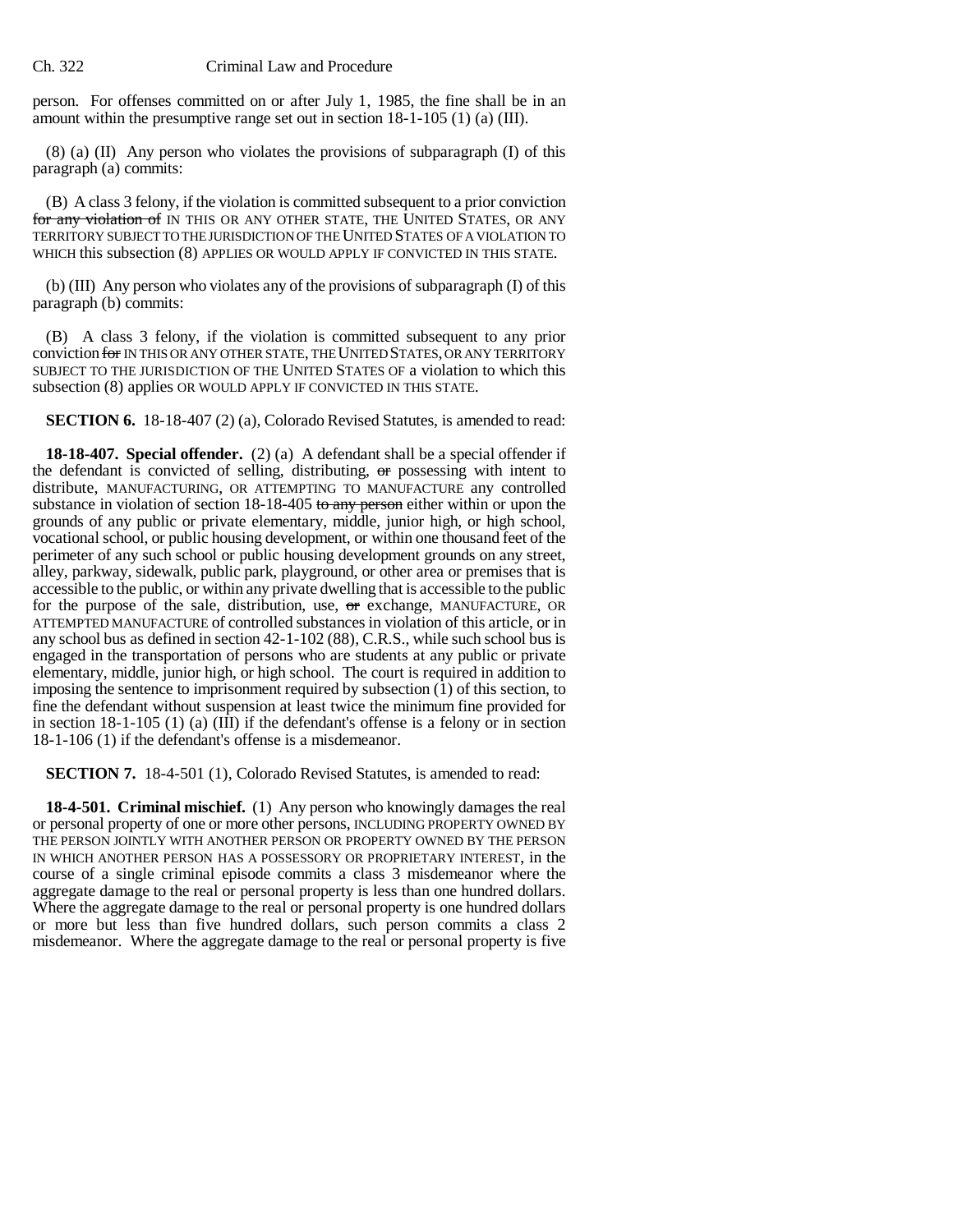person. For offenses committed on or after July 1, 1985, the fine shall be in an amount within the presumptive range set out in section 18-1-105 (1) (a) (III).

(8) (a) (II) Any person who violates the provisions of subparagraph (I) of this paragraph (a) commits:

(B) A class 3 felony, if the violation is committed subsequent to a prior conviction ~~for any violation of~~ IN THIS OR ANY OTHER STATE, THE UNITED STATES, OR ANY TERRITORY SUBJECT TO THE JURISDICTION OF THE UNITED STATES OF A VIOLATION TO WHICH this subsection (8) APPLIES OR WOULD APPLY IF CONVICTED IN THIS STATE.

(b) (III) Any person who violates any of the provisions of subparagraph (I) of this paragraph (b) commits:

(B) A class 3 felony, if the violation is committed subsequent to any prior conviction ~~for~~ IN THIS OR ANY OTHER STATE, THE UNITED STATES, OR ANY TERRITORY SUBJECT TO THE JURISDICTION OF THE UNITED STATES OF a violation to which this subsection (8) applies OR WOULD APPLY IF CONVICTED IN THIS STATE.

**SECTION 6.** 18-18-407 (2) (a), Colorado Revised Statutes, is amended to read:

**18-18-407. Special offender.** (2) (a) A defendant shall be a special offender if the defendant is convicted of selling, distributing, ~~or~~ possessing with intent to distribute, MANUFACTURING, OR ATTEMPTING TO MANUFACTURE any controlled substance in violation of section 18-18-405 ~~to any person~~ either within or upon the grounds of any public or private elementary, middle, junior high, or high school, vocational school, or public housing development, or within one thousand feet of the perimeter of any such school or public housing development grounds on any street, alley, parkway, sidewalk, public park, playground, or other area or premises that is accessible to the public, or within any private dwelling that is accessible to the public for the purpose of the sale, distribution, use, ~~or~~ exchange, MANUFACTURE, OR ATTEMPTED MANUFACTURE of controlled substances in violation of this article, or in any school bus as defined in section 42-1-102 (88), C.R.S., while such school bus is engaged in the transportation of persons who are students at any public or private elementary, middle, junior high, or high school. The court is required in addition to imposing the sentence to imprisonment required by subsection (1) of this section, to fine the defendant without suspension at least twice the minimum fine provided for in section 18-1-105 (1) (a) (III) if the defendant's offense is a felony or in section 18-1-106 (1) if the defendant's offense is a misdemeanor.

**SECTION 7.** 18-4-501 (1), Colorado Revised Statutes, is amended to read:

**18-4-501. Criminal mischief.** (1) Any person who knowingly damages the real or personal property of one or more other persons, INCLUDING PROPERTY OWNED BY THE PERSON JOINTLY WITH ANOTHER PERSON OR PROPERTY OWNED BY THE PERSON IN WHICH ANOTHER PERSON HAS A POSSESSORY OR PROPRIETARY INTEREST, in the course of a single criminal episode commits a class 3 misdemeanor where the aggregate damage to the real or personal property is less than one hundred dollars. Where the aggregate damage to the real or personal property is one hundred dollars or more but less than five hundred dollars, such person commits a class 2 misdemeanor. Where the aggregate damage to the real or personal property is five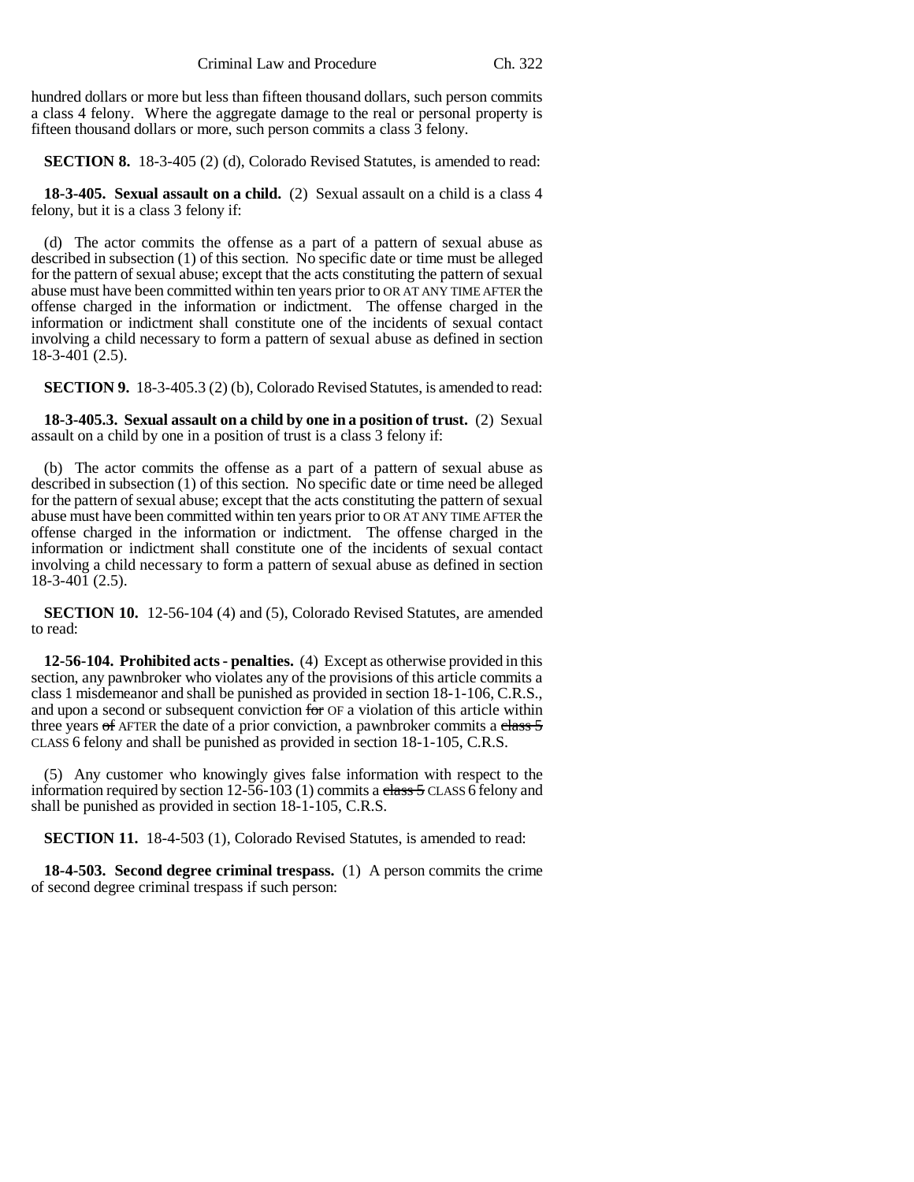hundred dollars or more but less than fifteen thousand dollars, such person commits a class 4 felony. Where the aggregate damage to the real or personal property is fifteen thousand dollars or more, such person commits a class 3 felony.

**SECTION 8.** 18-3-405 (2) (d), Colorado Revised Statutes, is amended to read:

**18-3-405. Sexual assault on a child.** (2) Sexual assault on a child is a class 4 felony, but it is a class 3 felony if:

(d) The actor commits the offense as a part of a pattern of sexual abuse as described in subsection (1) of this section. No specific date or time must be alleged for the pattern of sexual abuse; except that the acts constituting the pattern of sexual abuse must have been committed within ten years prior to OR AT ANY TIME AFTER the offense charged in the information or indictment. The offense charged in the information or indictment shall constitute one of the incidents of sexual contact involving a child necessary to form a pattern of sexual abuse as defined in section 18-3-401 (2.5).

**SECTION 9.** 18-3-405.3 (2) (b), Colorado Revised Statutes, is amended to read:

**18-3-405.3. Sexual assault on a child by one in a position of trust.** (2) Sexual assault on a child by one in a position of trust is a class 3 felony if:

(b) The actor commits the offense as a part of a pattern of sexual abuse as described in subsection (1) of this section. No specific date or time need be alleged for the pattern of sexual abuse; except that the acts constituting the pattern of sexual abuse must have been committed within ten years prior to OR AT ANY TIME AFTER the offense charged in the information or indictment. The offense charged in the information or indictment shall constitute one of the incidents of sexual contact involving a child necessary to form a pattern of sexual abuse as defined in section 18-3-401 (2.5).

**SECTION 10.** 12-56-104 (4) and (5), Colorado Revised Statutes, are amended to read:

**12-56-104. Prohibited acts - penalties.** (4) Except as otherwise provided in this section, any pawnbroker who violates any of the provisions of this article commits a class 1 misdemeanor and shall be punished as provided in section 18-1-106, C.R.S., and upon a second or subsequent conviction ~~for~~ OF a violation of this article within three years ~~of~~ AFTER the date of a prior conviction, a pawnbroker commits a ~~class 5~~ CLASS 6 felony and shall be punished as provided in section 18-1-105, C.R.S.

(5) Any customer who knowingly gives false information with respect to the information required by section 12-56-103 (1) commits a ~~class 5~~ CLASS 6 felony and shall be punished as provided in section 18-1-105, C.R.S.

**SECTION 11.** 18-4-503 (1), Colorado Revised Statutes, is amended to read:

**18-4-503. Second degree criminal trespass.** (1) A person commits the crime of second degree criminal trespass if such person: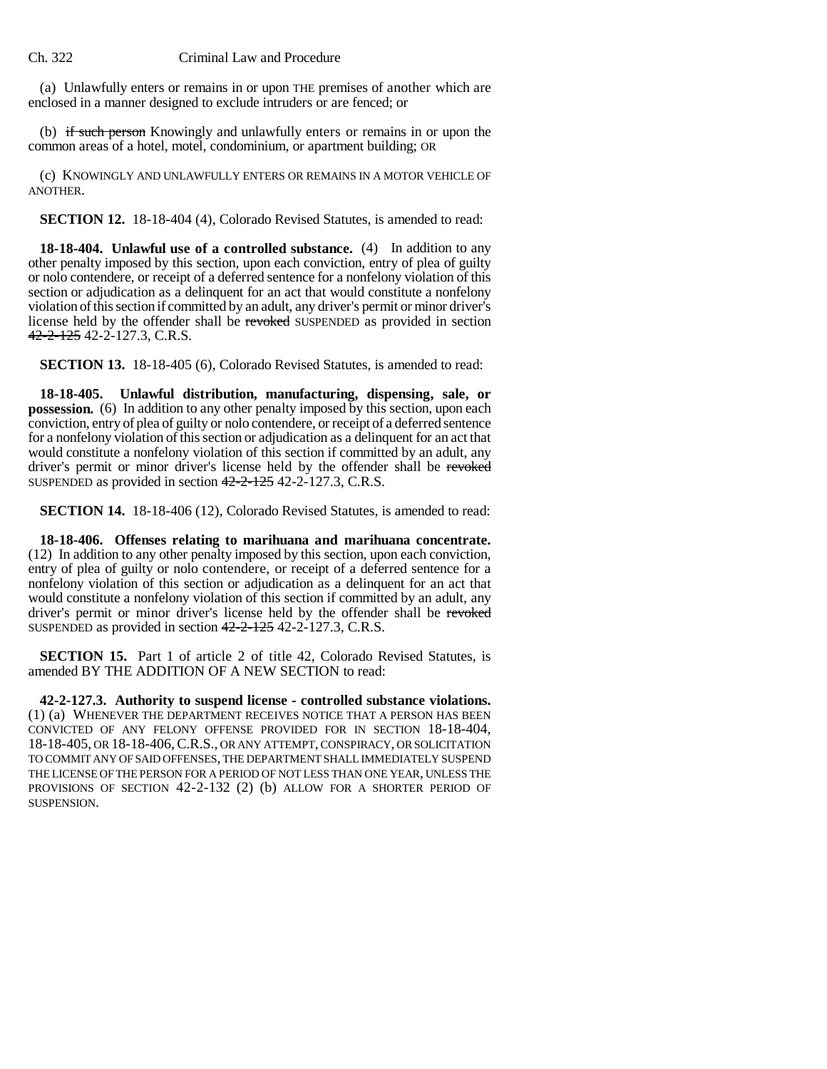(a) Unlawfully enters or remains in or upon THE premises of another which are enclosed in a manner designed to exclude intruders or are fenced; or

(b) ~~if such person~~ Knowingly and unlawfully enters or remains in or upon the common areas of a hotel, motel, condominium, or apartment building; OR

(c) KNOWINGLY AND UNLAWFULLY ENTERS OR REMAINS IN A MOTOR VEHICLE OF ANOTHER.

**SECTION 12.** 18-18-404 (4), Colorado Revised Statutes, is amended to read:

**18-18-404. Unlawful use of a controlled substance.** (4) In addition to any other penalty imposed by this section, upon each conviction, entry of plea of guilty or nolo contendere, or receipt of a deferred sentence for a nonfelony violation of this section or adjudication as a delinquent for an act that would constitute a nonfelony violation of this section if committed by an adult, any driver's permit or minor driver's license held by the offender shall be ~~revoked~~ SUSPENDED as provided in section ~~42-2-125~~ 42-2-127.3, C.R.S.

**SECTION 13.** 18-18-405 (6), Colorado Revised Statutes, is amended to read:

**18-18-405. Unlawful distribution, manufacturing, dispensing, sale, or possession.** (6) In addition to any other penalty imposed by this section, upon each conviction, entry of plea of guilty or nolo contendere, or receipt of a deferred sentence for a nonfelony violation of this section or adjudication as a delinquent for an act that would constitute a nonfelony violation of this section if committed by an adult, any driver's permit or minor driver's license held by the offender shall be ~~revoked~~ SUSPENDED as provided in section ~~42-2-125~~ 42-2-127.3, C.R.S.

**SECTION 14.** 18-18-406 (12), Colorado Revised Statutes, is amended to read:

**18-18-406. Offenses relating to marihuana and marihuana concentrate.** (12) In addition to any other penalty imposed by this section, upon each conviction, entry of plea of guilty or nolo contendere, or receipt of a deferred sentence for a nonfelony violation of this section or adjudication as a delinquent for an act that would constitute a nonfelony violation of this section if committed by an adult, any driver's permit or minor driver's license held by the offender shall be ~~revoked~~ SUSPENDED as provided in section ~~42-2-125~~ 42-2-127.3, C.R.S.

**SECTION 15.** Part 1 of article 2 of title 42, Colorado Revised Statutes, is amended BY THE ADDITION OF A NEW SECTION to read:

**42-2-127.3. Authority to suspend license - controlled substance violations.** (1) (a) WHENEVER THE DEPARTMENT RECEIVES NOTICE THAT A PERSON HAS BEEN CONVICTED OF ANY FELONY OFFENSE PROVIDED FOR IN SECTION 18-18-404, 18-18-405, OR 18-18-406, C.R.S., OR ANY ATTEMPT, CONSPIRACY, OR SOLICITATION TO COMMIT ANY OF SAID OFFENSES, THE DEPARTMENT SHALL IMMEDIATELY SUSPEND THE LICENSE OF THE PERSON FOR A PERIOD OF NOT LESS THAN ONE YEAR, UNLESS THE PROVISIONS OF SECTION 42-2-132 (2) (b) ALLOW FOR A SHORTER PERIOD OF SUSPENSION.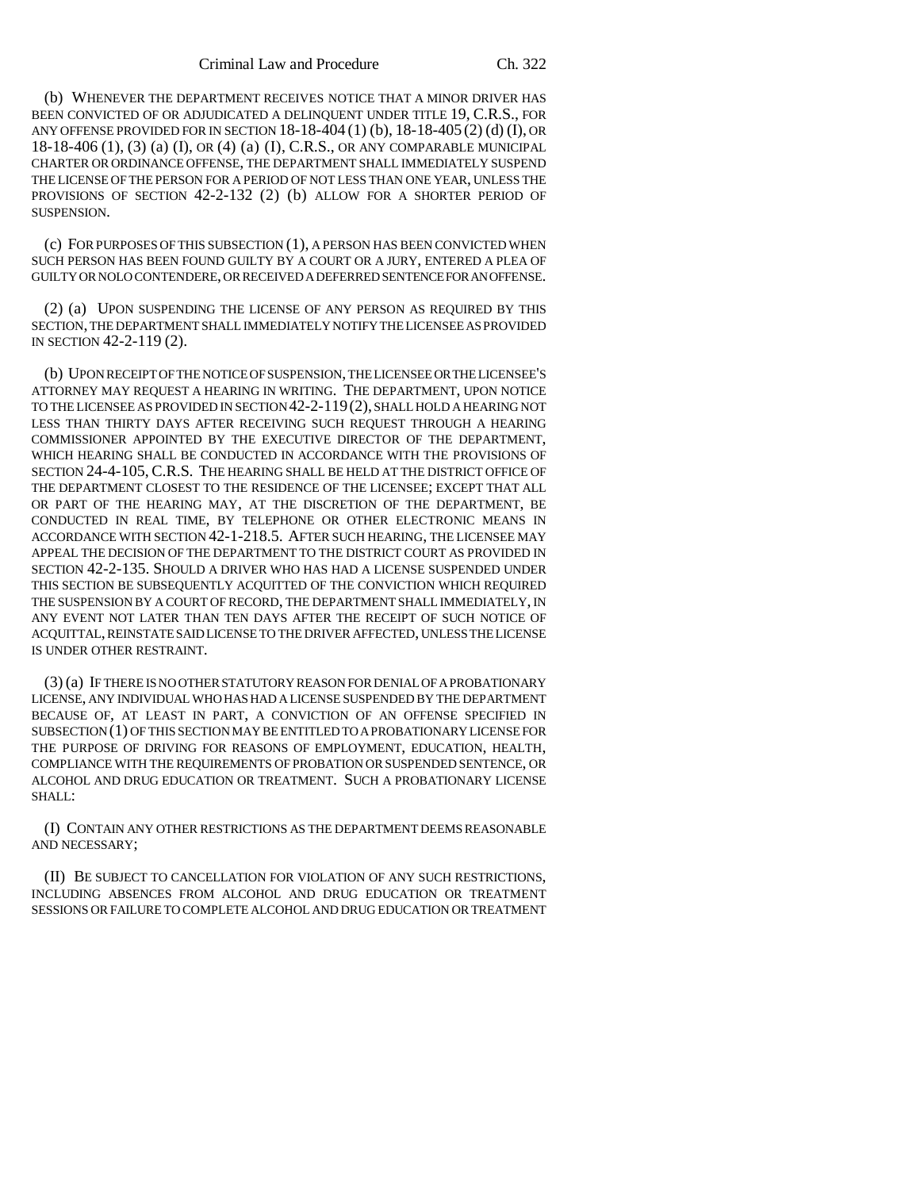(b) WHENEVER THE DEPARTMENT RECEIVES NOTICE THAT A MINOR DRIVER HAS BEEN CONVICTED OF OR ADJUDICATED A DELINQUENT UNDER TITLE 19, C.R.S., FOR ANY OFFENSE PROVIDED FOR IN SECTION 18-18-404 (1) (b), 18-18-405 (2) (d) (I), OR 18-18-406 (1), (3) (a) (I), OR (4) (a) (I), C.R.S., OR ANY COMPARABLE MUNICIPAL CHARTER OR ORDINANCE OFFENSE, THE DEPARTMENT SHALL IMMEDIATELY SUSPEND THE LICENSE OF THE PERSON FOR A PERIOD OF NOT LESS THAN ONE YEAR, UNLESS THE PROVISIONS OF SECTION 42-2-132 (2) (b) ALLOW FOR A SHORTER PERIOD OF SUSPENSION.

(c) FOR PURPOSES OF THIS SUBSECTION (1), A PERSON HAS BEEN CONVICTED WHEN SUCH PERSON HAS BEEN FOUND GUILTY BY A COURT OR A JURY, ENTERED A PLEA OF GUILTY OR NOLO CONTENDERE, OR RECEIVED A DEFERRED SENTENCE FOR AN OFFENSE.

(2) (a) UPON SUSPENDING THE LICENSE OF ANY PERSON AS REQUIRED BY THIS SECTION, THE DEPARTMENT SHALL IMMEDIATELY NOTIFY THE LICENSEE AS PROVIDED IN SECTION 42-2-119 (2).

(b) UPON RECEIPT OF THE NOTICE OF SUSPENSION, THE LICENSEE OR THE LICENSEE'S ATTORNEY MAY REQUEST A HEARING IN WRITING. THE DEPARTMENT, UPON NOTICE TO THE LICENSEE AS PROVIDED IN SECTION 42-2-119 (2), SHALL HOLD A HEARING NOT LESS THAN THIRTY DAYS AFTER RECEIVING SUCH REQUEST THROUGH A HEARING COMMISSIONER APPOINTED BY THE EXECUTIVE DIRECTOR OF THE DEPARTMENT, WHICH HEARING SHALL BE CONDUCTED IN ACCORDANCE WITH THE PROVISIONS OF SECTION 24-4-105, C.R.S. THE HEARING SHALL BE HELD AT THE DISTRICT OFFICE OF THE DEPARTMENT CLOSEST TO THE RESIDENCE OF THE LICENSEE; EXCEPT THAT ALL OR PART OF THE HEARING MAY, AT THE DISCRETION OF THE DEPARTMENT, BE CONDUCTED IN REAL TIME, BY TELEPHONE OR OTHER ELECTRONIC MEANS IN ACCORDANCE WITH SECTION 42-1-218.5. AFTER SUCH HEARING, THE LICENSEE MAY APPEAL THE DECISION OF THE DEPARTMENT TO THE DISTRICT COURT AS PROVIDED IN SECTION 42-2-135. SHOULD A DRIVER WHO HAS HAD A LICENSE SUSPENDED UNDER THIS SECTION BE SUBSEQUENTLY ACQUITTED OF THE CONVICTION WHICH REQUIRED THE SUSPENSION BY A COURT OF RECORD, THE DEPARTMENT SHALL IMMEDIATELY, IN ANY EVENT NOT LATER THAN TEN DAYS AFTER THE RECEIPT OF SUCH NOTICE OF ACQUITTAL, REINSTATE SAID LICENSE TO THE DRIVER AFFECTED, UNLESS THE LICENSE IS UNDER OTHER RESTRAINT.

(3) (a) IF THERE IS NO OTHER STATUTORY REASON FOR DENIAL OF A PROBATIONARY LICENSE, ANY INDIVIDUAL WHO HAS HAD A LICENSE SUSPENDED BY THE DEPARTMENT BECAUSE OF, AT LEAST IN PART, A CONVICTION OF AN OFFENSE SPECIFIED IN SUBSECTION (1) OF THIS SECTION MAY BE ENTITLED TO A PROBATIONARY LICENSE FOR THE PURPOSE OF DRIVING FOR REASONS OF EMPLOYMENT, EDUCATION, HEALTH, COMPLIANCE WITH THE REQUIREMENTS OF PROBATION OR SUSPENDED SENTENCE, OR ALCOHOL AND DRUG EDUCATION OR TREATMENT. SUCH A PROBATIONARY LICENSE SHALL:

(I) CONTAIN ANY OTHER RESTRICTIONS AS THE DEPARTMENT DEEMS REASONABLE AND NECESSARY;

(II) BE SUBJECT TO CANCELLATION FOR VIOLATION OF ANY SUCH RESTRICTIONS, INCLUDING ABSENCES FROM ALCOHOL AND DRUG EDUCATION OR TREATMENT SESSIONS OR FAILURE TO COMPLETE ALCOHOL AND DRUG EDUCATION OR TREATMENT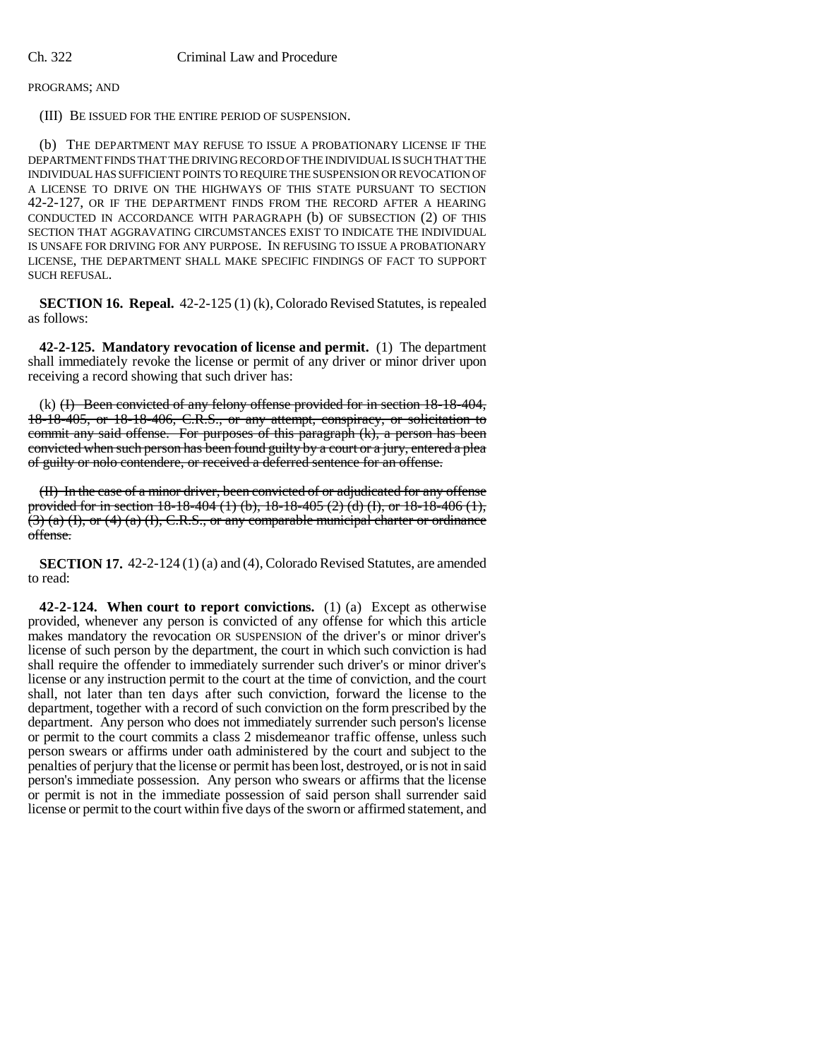PROGRAMS; AND

(III) BE ISSUED FOR THE ENTIRE PERIOD OF SUSPENSION.

(b) THE DEPARTMENT MAY REFUSE TO ISSUE A PROBATIONARY LICENSE IF THE DEPARTMENT FINDS THAT THE DRIVING RECORD OF THE INDIVIDUAL IS SUCH THAT THE INDIVIDUAL HAS SUFFICIENT POINTS TO REQUIRE THE SUSPENSION OR REVOCATION OF A LICENSE TO DRIVE ON THE HIGHWAYS OF THIS STATE PURSUANT TO SECTION 42-2-127, OR IF THE DEPARTMENT FINDS FROM THE RECORD AFTER A HEARING CONDUCTED IN ACCORDANCE WITH PARAGRAPH (b) OF SUBSECTION (2) OF THIS SECTION THAT AGGRAVATING CIRCUMSTANCES EXIST TO INDICATE THE INDIVIDUAL IS UNSAFE FOR DRIVING FOR ANY PURPOSE. IN REFUSING TO ISSUE A PROBATIONARY LICENSE, THE DEPARTMENT SHALL MAKE SPECIFIC FINDINGS OF FACT TO SUPPORT SUCH REFUSAL.

**SECTION 16. Repeal.** 42-2-125 (1) (k), Colorado Revised Statutes, is repealed as follows:

**42-2-125. Mandatory revocation of license and permit.** (1) The department shall immediately revoke the license or permit of any driver or minor driver upon receiving a record showing that such driver has:

(k) ~~(I) Been convicted of any felony offense provided for in section 18-18-404, 18-18-405, or 18-18-406, C.R.S., or any attempt, conspiracy, or solicitation to commit any said offense. For purposes of this paragraph (k), a person has been convicted when such person has been found guilty by a court or a jury, entered a plea of guilty or nolo contendere, or received a deferred sentence for an offense.~~

~~(II) In the case of a minor driver, been convicted of or adjudicated for any offense provided for in section 18-18-404 (1) (b), 18-18-405 (2) (d) (I), or 18-18-406 (1), (3) (a) (I), or (4) (a) (I), C.R.S., or any comparable municipal charter or ordinance offense.~~

**SECTION 17.** 42-2-124 (1) (a) and (4), Colorado Revised Statutes, are amended to read:

**42-2-124. When court to report convictions.** (1) (a) Except as otherwise provided, whenever any person is convicted of any offense for which this article makes mandatory the revocation OR SUSPENSION of the driver's or minor driver's license of such person by the department, the court in which such conviction is had shall require the offender to immediately surrender such driver's or minor driver's license or any instruction permit to the court at the time of conviction, and the court shall, not later than ten days after such conviction, forward the license to the department, together with a record of such conviction on the form prescribed by the department. Any person who does not immediately surrender such person's license or permit to the court commits a class 2 misdemeanor traffic offense, unless such person swears or affirms under oath administered by the court and subject to the penalties of perjury that the license or permit has been lost, destroyed, or is not in said person's immediate possession. Any person who swears or affirms that the license or permit is not in the immediate possession of said person shall surrender said license or permit to the court within five days of the sworn or affirmed statement, and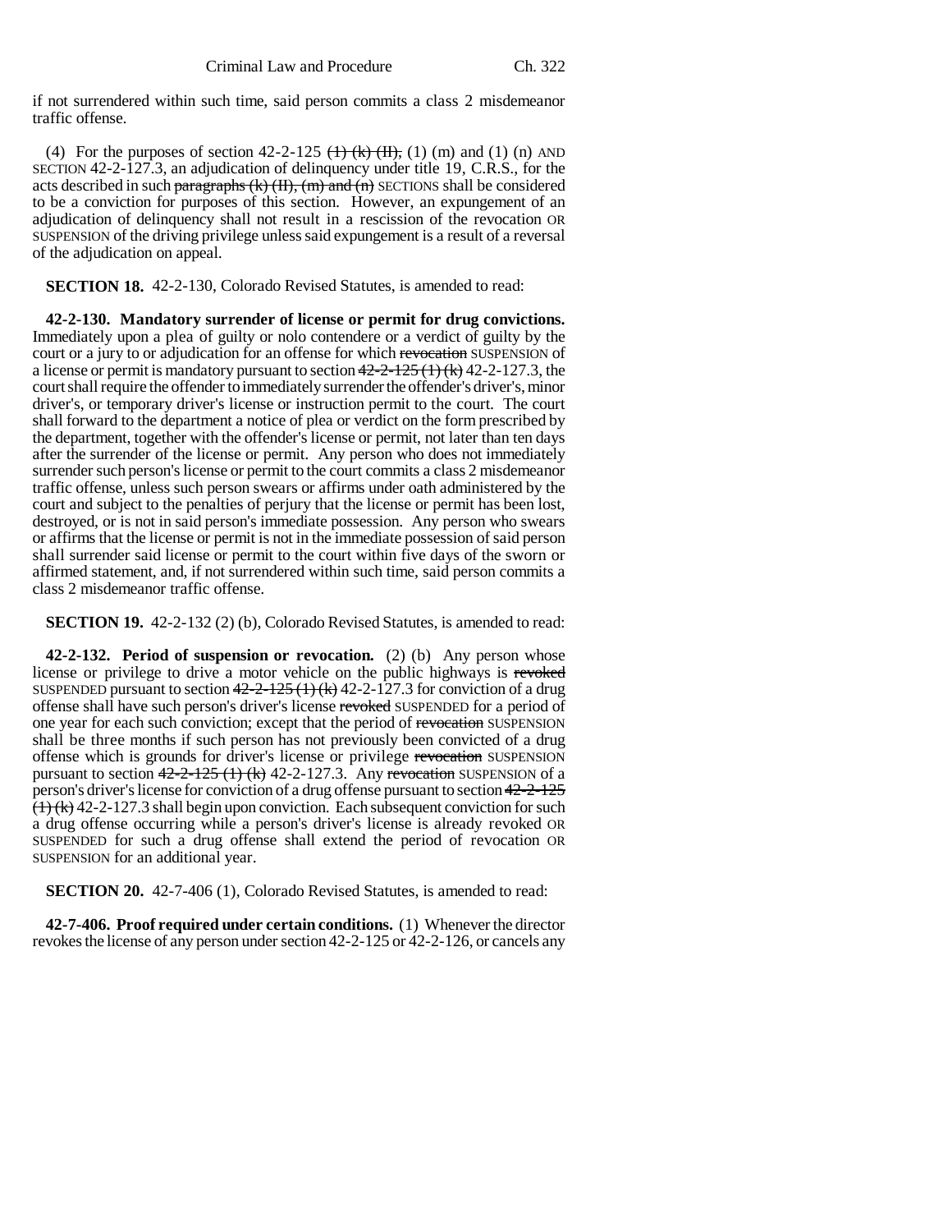if not surrendered within such time, said person commits a class 2 misdemeanor traffic offense.

(4) For the purposes of section 42-2-125 ~~(1) (k) (II),~~ (1) (m) and (1) (n) AND SECTION 42-2-127.3, an adjudication of delinquency under title 19, C.R.S., for the acts described in such ~~paragraphs (k) (II), (m) and (n)~~ SECTIONS shall be considered to be a conviction for purposes of this section. However, an expungement of an adjudication of delinquency shall not result in a rescission of the revocation OR SUSPENSION of the driving privilege unless said expungement is a result of a reversal of the adjudication on appeal.

**SECTION 18.** 42-2-130, Colorado Revised Statutes, is amended to read:

**42-2-130. Mandatory surrender of license or permit for drug convictions.** Immediately upon a plea of guilty or nolo contendere or a verdict of guilty by the court or a jury to or adjudication for an offense for which ~~revocation~~ SUSPENSION of a license or permit is mandatory pursuant to section ~~42-2-125 (1) (k)~~ 42-2-127.3, the court shall require the offender to immediately surrender the offender's driver's, minor driver's, or temporary driver's license or instruction permit to the court. The court shall forward to the department a notice of plea or verdict on the form prescribed by the department, together with the offender's license or permit, not later than ten days after the surrender of the license or permit. Any person who does not immediately surrender such person's license or permit to the court commits a class 2 misdemeanor traffic offense, unless such person swears or affirms under oath administered by the court and subject to the penalties of perjury that the license or permit has been lost, destroyed, or is not in said person's immediate possession. Any person who swears or affirms that the license or permit is not in the immediate possession of said person shall surrender said license or permit to the court within five days of the sworn or affirmed statement, and, if not surrendered within such time, said person commits a class 2 misdemeanor traffic offense.

**SECTION 19.** 42-2-132 (2) (b), Colorado Revised Statutes, is amended to read:

**42-2-132. Period of suspension or revocation.** (2) (b) Any person whose license or privilege to drive a motor vehicle on the public highways is ~~revoked~~ SUSPENDED pursuant to section ~~42-2-125 (1) (k)~~ 42-2-127.3 for conviction of a drug offense shall have such person's driver's license ~~revoked~~ SUSPENDED for a period of one year for each such conviction; except that the period of ~~revocation~~ SUSPENSION shall be three months if such person has not previously been convicted of a drug offense which is grounds for driver's license or privilege ~~revocation~~ SUSPENSION pursuant to section ~~42-2-125 (1) (k)~~ 42-2-127.3. Any ~~revocation~~ SUSPENSION of a person's driver's license for conviction of a drug offense pursuant to section ~~42-2-125 (1) (k)~~ 42-2-127.3 shall begin upon conviction. Each subsequent conviction for such a drug offense occurring while a person's driver's license is already revoked OR SUSPENDED for such a drug offense shall extend the period of revocation OR SUSPENSION for an additional year.

**SECTION 20.** 42-7-406 (1), Colorado Revised Statutes, is amended to read:

**42-7-406. Proof required under certain conditions.** (1) Whenever the director revokes the license of any person under section 42-2-125 or 42-2-126, or cancels any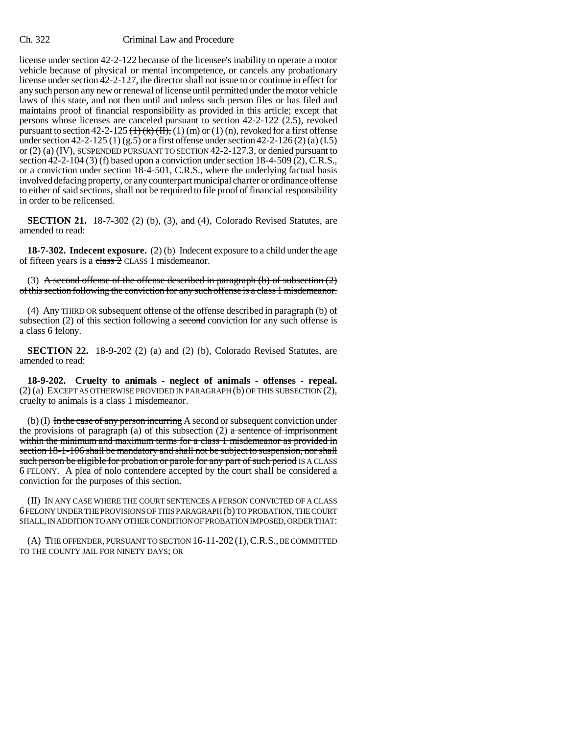license under section 42-2-122 because of the licensee's inability to operate a motor vehicle because of physical or mental incompetence, or cancels any probationary license under section 42-2-127, the director shall not issue to or continue in effect for any such person any new or renewal of license until permitted under the motor vehicle laws of this state, and not then until and unless such person files or has filed and maintains proof of financial responsibility as provided in this article; except that persons whose licenses are canceled pursuant to section 42-2-122 (2.5), revoked pursuant to section 42-2-125 ~~(1) (k) (II)~~, (1) (m) or (1) (n), revoked for a first offense under section 42-2-125 (1) (g.5) or a first offense under section 42-2-126 (2) (a) (I.5) or (2) (a) (IV), SUSPENDED PURSUANT TO SECTION 42-2-127.3, or denied pursuant to section 42-2-104 (3) (f) based upon a conviction under section 18-4-509 (2), C.R.S., or a conviction under section 18-4-501, C.R.S., where the underlying factual basis involved defacing property, or any counterpart municipal charter or ordinance offense to either of said sections, shall not be required to file proof of financial responsibility in order to be relicensed.

**SECTION 21.** 18-7-302 (2) (b), (3), and (4), Colorado Revised Statutes, are amended to read:

**18-7-302. Indecent exposure.** (2) (b) Indecent exposure to a child under the age of fifteen years is a ~~class 2~~ CLASS 1 misdemeanor.

(3) ~~A second offense of the offense described in paragraph (b) of subsection (2) of this section following the conviction for any such offense is a class 1 misdemeanor.~~

(4) Any THIRD OR subsequent offense of the offense described in paragraph (b) of subsection (2) of this section following a ~~second~~ conviction for any such offense is a class 6 felony.

**SECTION 22.** 18-9-202 (2) (a) and (2) (b), Colorado Revised Statutes, are amended to read:

**18-9-202. Cruelty to animals - neglect of animals - offenses - repeal.** (2) (a) EXCEPT AS OTHERWISE PROVIDED IN PARAGRAPH (b) OF THIS SUBSECTION (2), cruelty to animals is a class 1 misdemeanor.

(b) (I) ~~In the case of any person incurring~~ A second or subsequent conviction under the provisions of paragraph (a) of this subsection (2) ~~a sentence of imprisonment within the minimum and maximum terms for a class 1 misdemeanor as provided in section 18-1-106 shall be mandatory and shall not be subject to suspension, nor shall such person be eligible for probation or parole for any part of such period~~ IS A CLASS 6 FELONY. A plea of nolo contendere accepted by the court shall be considered a conviction for the purposes of this section.

(II) IN ANY CASE WHERE THE COURT SENTENCES A PERSON CONVICTED OF A CLASS 6 FELONY UNDER THE PROVISIONS OF THIS PARAGRAPH (b) TO PROBATION, THE COURT SHALL, IN ADDITION TO ANY OTHER CONDITION OF PROBATION IMPOSED, ORDER THAT:

(A) THE OFFENDER, PURSUANT TO SECTION 16-11-202 (1), C.R.S., BE COMMITTED TO THE COUNTY JAIL FOR NINETY DAYS; OR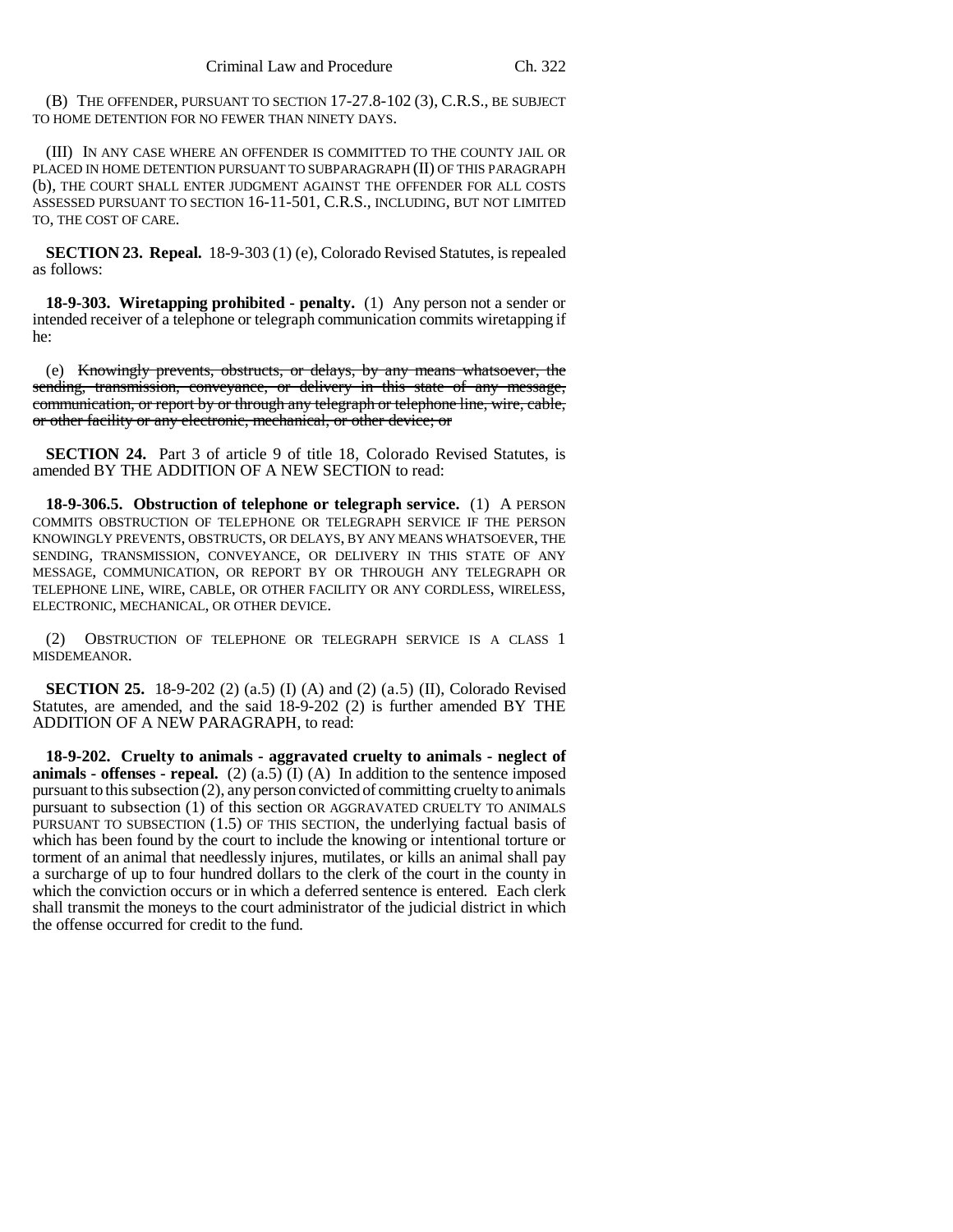(B) THE OFFENDER, PURSUANT TO SECTION 17-27.8-102 (3), C.R.S., BE SUBJECT TO HOME DETENTION FOR NO FEWER THAN NINETY DAYS.

(III) IN ANY CASE WHERE AN OFFENDER IS COMMITTED TO THE COUNTY JAIL OR PLACED IN HOME DETENTION PURSUANT TO SUBPARAGRAPH (II) OF THIS PARAGRAPH (b), THE COURT SHALL ENTER JUDGMENT AGAINST THE OFFENDER FOR ALL COSTS ASSESSED PURSUANT TO SECTION 16-11-501, C.R.S., INCLUDING, BUT NOT LIMITED TO, THE COST OF CARE.

**SECTION 23. Repeal.** 18-9-303 (1) (e), Colorado Revised Statutes, is repealed as follows:

**18-9-303. Wiretapping prohibited - penalty.** (1) Any person not a sender or intended receiver of a telephone or telegraph communication commits wiretapping if he:

(e) ~~Knowingly prevents, obstructs, or delays, by any means whatsoever, the sending, transmission, conveyance, or delivery in this state of any message, communication, or report by or through any telegraph or telephone line, wire, cable, or other facility or any electronic, mechanical, or other device; or~~

**SECTION 24.** Part 3 of article 9 of title 18, Colorado Revised Statutes, is amended BY THE ADDITION OF A NEW SECTION to read:

**18-9-306.5. Obstruction of telephone or telegraph service.** (1) A PERSON COMMITS OBSTRUCTION OF TELEPHONE OR TELEGRAPH SERVICE IF THE PERSON KNOWINGLY PREVENTS, OBSTRUCTS, OR DELAYS, BY ANY MEANS WHATSOEVER, THE SENDING, TRANSMISSION, CONVEYANCE, OR DELIVERY IN THIS STATE OF ANY MESSAGE, COMMUNICATION, OR REPORT BY OR THROUGH ANY TELEGRAPH OR TELEPHONE LINE, WIRE, CABLE, OR OTHER FACILITY OR ANY CORDLESS, WIRELESS, ELECTRONIC, MECHANICAL, OR OTHER DEVICE.

(2) OBSTRUCTION OF TELEPHONE OR TELEGRAPH SERVICE IS A CLASS 1 MISDEMEANOR.

**SECTION 25.** 18-9-202 (2) (a.5) (I) (A) and (2) (a.5) (II), Colorado Revised Statutes, are amended, and the said 18-9-202 (2) is further amended BY THE ADDITION OF A NEW PARAGRAPH, to read:

**18-9-202. Cruelty to animals - aggravated cruelty to animals - neglect of animals - offenses - repeal.** (2) (a.5) (I) (A) In addition to the sentence imposed pursuant to this subsection (2), any person convicted of committing cruelty to animals pursuant to subsection (1) of this section OR AGGRAVATED CRUELTY TO ANIMALS PURSUANT TO SUBSECTION (1.5) OF THIS SECTION, the underlying factual basis of which has been found by the court to include the knowing or intentional torture or torment of an animal that needlessly injures, mutilates, or kills an animal shall pay a surcharge of up to four hundred dollars to the clerk of the court in the county in which the conviction occurs or in which a deferred sentence is entered. Each clerk shall transmit the moneys to the court administrator of the judicial district in which the offense occurred for credit to the fund.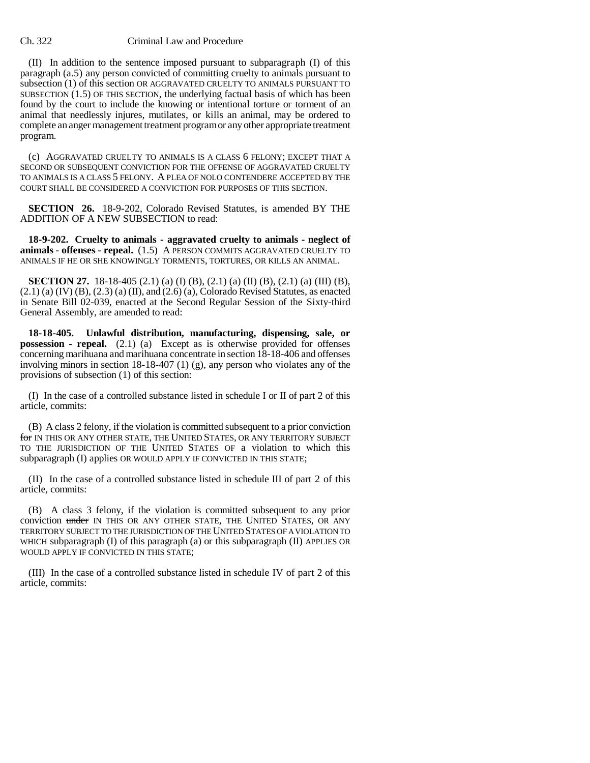(II) In addition to the sentence imposed pursuant to subparagraph (I) of this paragraph (a.5) any person convicted of committing cruelty to animals pursuant to subsection (1) of this section OR AGGRAVATED CRUELTY TO ANIMALS PURSUANT TO SUBSECTION (1.5) OF THIS SECTION, the underlying factual basis of which has been found by the court to include the knowing or intentional torture or torment of an animal that needlessly injures, mutilates, or kills an animal, may be ordered to complete an anger management treatment program or any other appropriate treatment program.

(c) AGGRAVATED CRUELTY TO ANIMALS IS A CLASS 6 FELONY; EXCEPT THAT A SECOND OR SUBSEQUENT CONVICTION FOR THE OFFENSE OF AGGRAVATED CRUELTY TO ANIMALS IS A CLASS 5 FELONY. A PLEA OF NOLO CONTENDERE ACCEPTED BY THE COURT SHALL BE CONSIDERED A CONVICTION FOR PURPOSES OF THIS SECTION.

**SECTION 26.** 18-9-202, Colorado Revised Statutes, is amended BY THE ADDITION OF A NEW SUBSECTION to read:

**18-9-202. Cruelty to animals - aggravated cruelty to animals - neglect of animals - offenses - repeal.** (1.5) A PERSON COMMITS AGGRAVATED CRUELTY TO ANIMALS IF HE OR SHE KNOWINGLY TORMENTS, TORTURES, OR KILLS AN ANIMAL.

**SECTION 27.** 18-18-405 (2.1) (a) (I) (B), (2.1) (a) (II) (B), (2.1) (a) (III) (B), (2.1) (a) (IV) (B), (2.3) (a) (II), and (2.6) (a), Colorado Revised Statutes, as enacted in Senate Bill 02-039, enacted at the Second Regular Session of the Sixty-third General Assembly, are amended to read:

**18-18-405. Unlawful distribution, manufacturing, dispensing, sale, or possession - repeal.** (2.1) (a) Except as is otherwise provided for offenses concerning marihuana and marihuana concentrate in section 18-18-406 and offenses involving minors in section 18-18-407 (1) (g), any person who violates any of the provisions of subsection (1) of this section:

(I) In the case of a controlled substance listed in schedule I or II of part 2 of this article, commits:

(B) A class 2 felony, if the violation is committed subsequent to a prior conviction ~~for~~ IN THIS OR ANY OTHER STATE, THE UNITED STATES, OR ANY TERRITORY SUBJECT TO THE JURISDICTION OF THE UNITED STATES OF a violation to which this subparagraph (I) applies OR WOULD APPLY IF CONVICTED IN THIS STATE;

(II) In the case of a controlled substance listed in schedule III of part 2 of this article, commits:

(B) A class 3 felony, if the violation is committed subsequent to any prior conviction ~~under~~ IN THIS OR ANY OTHER STATE, THE UNITED STATES, OR ANY TERRITORY SUBJECT TO THE JURISDICTION OF THE UNITED STATES OF A VIOLATION TO WHICH subparagraph (I) of this paragraph (a) or this subparagraph (II) APPLIES OR WOULD APPLY IF CONVICTED IN THIS STATE;

(III) In the case of a controlled substance listed in schedule IV of part 2 of this article, commits: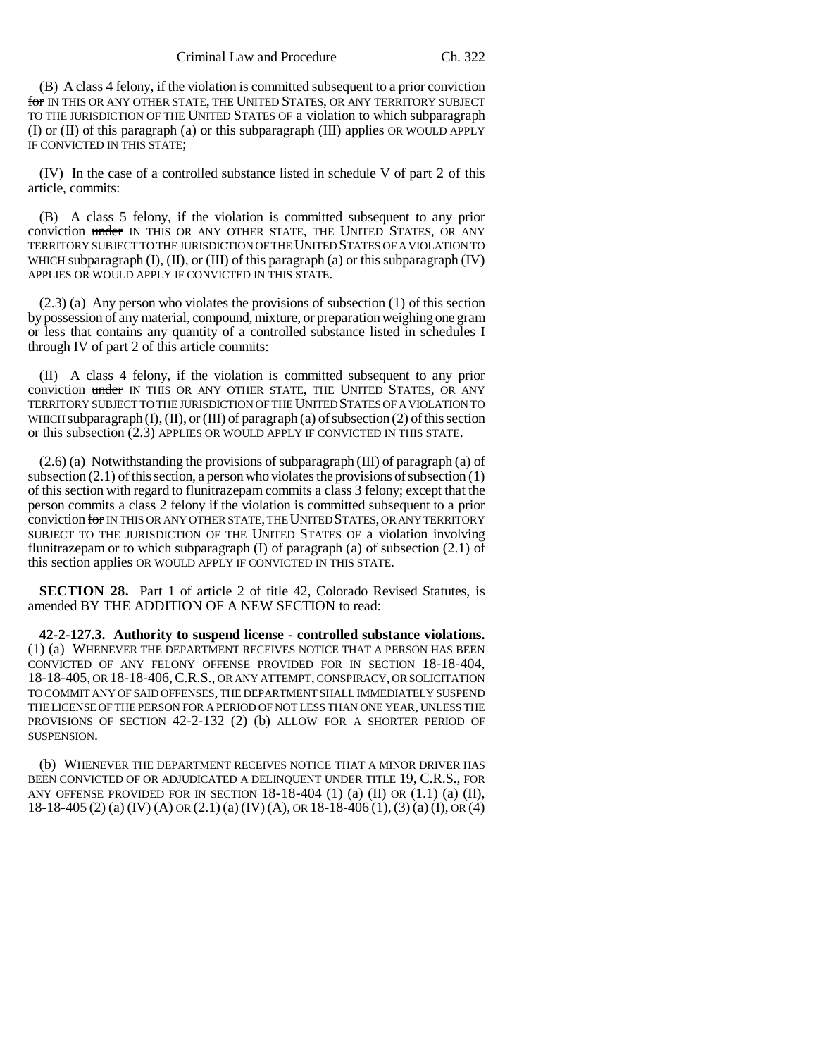(B) A class 4 felony, if the violation is committed subsequent to a prior conviction ~~for~~ IN THIS OR ANY OTHER STATE, THE UNITED STATES, OR ANY TERRITORY SUBJECT TO THE JURISDICTION OF THE UNITED STATES OF a violation to which subparagraph (I) or (II) of this paragraph (a) or this subparagraph (III) applies OR WOULD APPLY IF CONVICTED IN THIS STATE;

(IV) In the case of a controlled substance listed in schedule V of part 2 of this article, commits:

(B) A class 5 felony, if the violation is committed subsequent to any prior conviction ~~under~~ IN THIS OR ANY OTHER STATE, THE UNITED STATES, OR ANY TERRITORY SUBJECT TO THE JURISDICTION OF THE UNITED STATES OF A VIOLATION TO WHICH subparagraph (I), (II), or (III) of this paragraph (a) or this subparagraph (IV) APPLIES OR WOULD APPLY IF CONVICTED IN THIS STATE.

(2.3) (a) Any person who violates the provisions of subsection (1) of this section by possession of any material, compound, mixture, or preparation weighing one gram or less that contains any quantity of a controlled substance listed in schedules I through IV of part 2 of this article commits:

(II) A class 4 felony, if the violation is committed subsequent to any prior conviction ~~under~~ IN THIS OR ANY OTHER STATE, THE UNITED STATES, OR ANY TERRITORY SUBJECT TO THE JURISDICTION OF THE UNITED STATES OF A VIOLATION TO WHICH subparagraph (I), (II), or (III) of paragraph (a) of subsection (2) of this section or this subsection (2.3) APPLIES OR WOULD APPLY IF CONVICTED IN THIS STATE.

(2.6) (a) Notwithstanding the provisions of subparagraph (III) of paragraph (a) of subsection (2.1) of this section, a person who violates the provisions of subsection (1) of this section with regard to flunitrazepam commits a class 3 felony; except that the person commits a class 2 felony if the violation is committed subsequent to a prior conviction ~~for~~ IN THIS OR ANY OTHER STATE, THE UNITED STATES, OR ANY TERRITORY SUBJECT TO THE JURISDICTION OF THE UNITED STATES OF a violation involving flunitrazepam or to which subparagraph (I) of paragraph (a) of subsection (2.1) of this section applies OR WOULD APPLY IF CONVICTED IN THIS STATE.

**SECTION 28.** Part 1 of article 2 of title 42, Colorado Revised Statutes, is amended BY THE ADDITION OF A NEW SECTION to read:

**42-2-127.3. Authority to suspend license - controlled substance violations.** (1) (a) WHENEVER THE DEPARTMENT RECEIVES NOTICE THAT A PERSON HAS BEEN CONVICTED OF ANY FELONY OFFENSE PROVIDED FOR IN SECTION 18-18-404, 18-18-405, OR 18-18-406, C.R.S., OR ANY ATTEMPT, CONSPIRACY, OR SOLICITATION TO COMMIT ANY OF SAID OFFENSES, THE DEPARTMENT SHALL IMMEDIATELY SUSPEND THE LICENSE OF THE PERSON FOR A PERIOD OF NOT LESS THAN ONE YEAR, UNLESS THE PROVISIONS OF SECTION 42-2-132 (2) (b) ALLOW FOR A SHORTER PERIOD OF SUSPENSION.

(b) WHENEVER THE DEPARTMENT RECEIVES NOTICE THAT A MINOR DRIVER HAS BEEN CONVICTED OF OR ADJUDICATED A DELINQUENT UNDER TITLE 19, C.R.S., FOR ANY OFFENSE PROVIDED FOR IN SECTION 18-18-404 (1) (a) (II) OR (1.1) (a) (II), 18-18-405 (2) (a) (IV) (A) OR (2.1) (a) (IV) (A), OR 18-18-406 (1), (3) (a) (I), OR (4)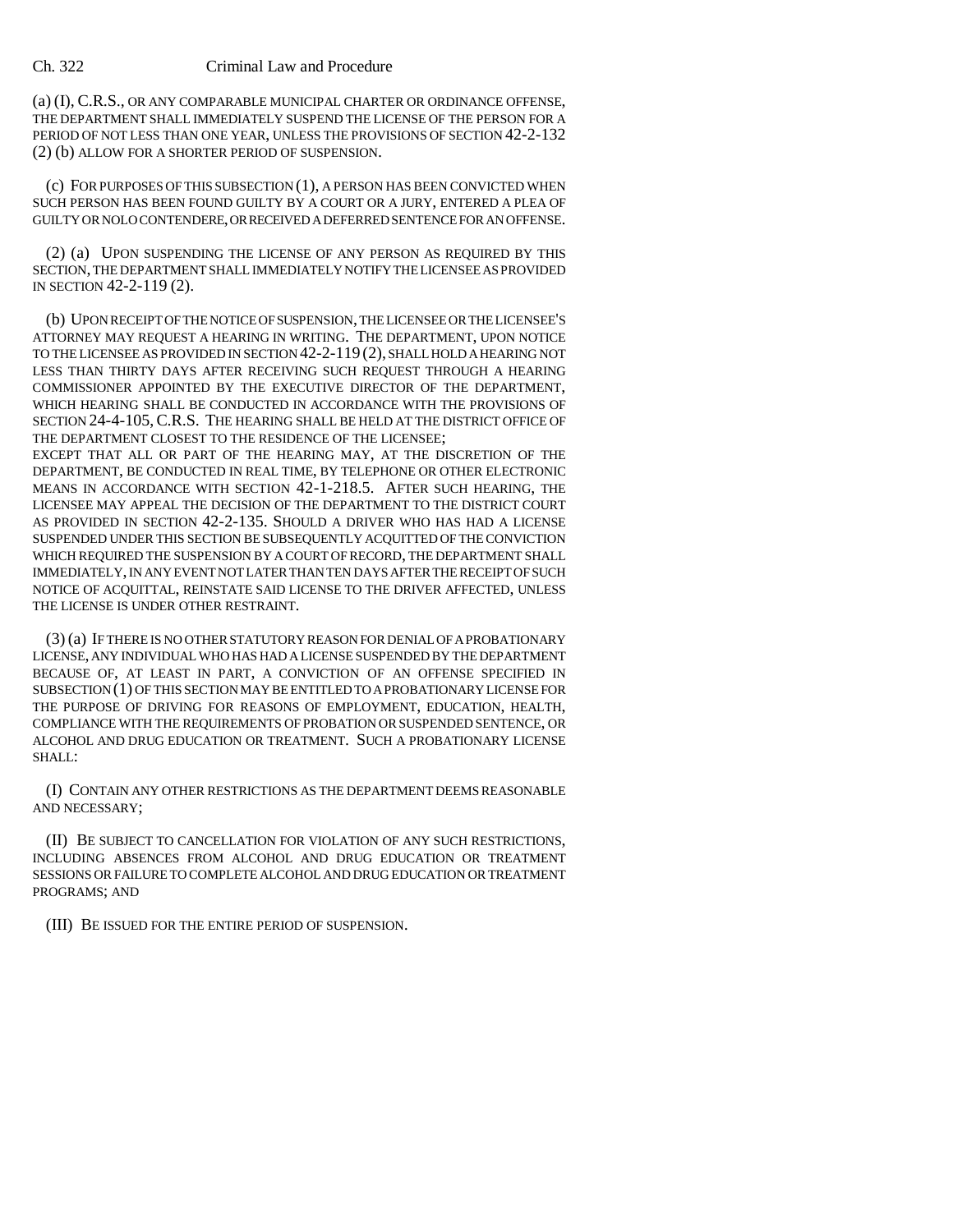(a) (I), C.R.S., OR ANY COMPARABLE MUNICIPAL CHARTER OR ORDINANCE OFFENSE, THE DEPARTMENT SHALL IMMEDIATELY SUSPEND THE LICENSE OF THE PERSON FOR A PERIOD OF NOT LESS THAN ONE YEAR, UNLESS THE PROVISIONS OF SECTION 42-2-132 (2) (b) ALLOW FOR A SHORTER PERIOD OF SUSPENSION.

(c) FOR PURPOSES OF THIS SUBSECTION (1), A PERSON HAS BEEN CONVICTED WHEN SUCH PERSON HAS BEEN FOUND GUILTY BY A COURT OR A JURY, ENTERED A PLEA OF GUILTY OR NOLO CONTENDERE, OR RECEIVED A DEFERRED SENTENCE FOR AN OFFENSE.

(2) (a) UPON SUSPENDING THE LICENSE OF ANY PERSON AS REQUIRED BY THIS SECTION, THE DEPARTMENT SHALL IMMEDIATELY NOTIFY THE LICENSEE AS PROVIDED IN SECTION 42-2-119 (2).

(b) UPON RECEIPT OF THE NOTICE OF SUSPENSION, THE LICENSEE OR THE LICENSEE'S ATTORNEY MAY REQUEST A HEARING IN WRITING. THE DEPARTMENT, UPON NOTICE TO THE LICENSEE AS PROVIDED IN SECTION 42-2-119 (2), SHALL HOLD A HEARING NOT LESS THAN THIRTY DAYS AFTER RECEIVING SUCH REQUEST THROUGH A HEARING COMMISSIONER APPOINTED BY THE EXECUTIVE DIRECTOR OF THE DEPARTMENT, WHICH HEARING SHALL BE CONDUCTED IN ACCORDANCE WITH THE PROVISIONS OF SECTION 24-4-105, C.R.S. THE HEARING SHALL BE HELD AT THE DISTRICT OFFICE OF THE DEPARTMENT CLOSEST TO THE RESIDENCE OF THE LICENSEE; EXCEPT THAT ALL OR PART OF THE HEARING MAY, AT THE DISCRETION OF THE DEPARTMENT, BE CONDUCTED IN REAL TIME, BY TELEPHONE OR OTHER ELECTRONIC MEANS IN ACCORDANCE WITH SECTION 42-1-218.5. AFTER SUCH HEARING, THE LICENSEE MAY APPEAL THE DECISION OF THE DEPARTMENT TO THE DISTRICT COURT AS PROVIDED IN SECTION 42-2-135. SHOULD A DRIVER WHO HAS HAD A LICENSE SUSPENDED UNDER THIS SECTION BE SUBSEQUENTLY ACQUITTED OF THE CONVICTION WHICH REQUIRED THE SUSPENSION BY A COURT OF RECORD, THE DEPARTMENT SHALL IMMEDIATELY, IN ANY EVENT NOT LATER THAN TEN DAYS AFTER THE RECEIPT OF SUCH NOTICE OF ACQUITTAL, REINSTATE SAID LICENSE TO THE DRIVER AFFECTED, UNLESS THE LICENSE IS UNDER OTHER RESTRAINT.

(3) (a) IF THERE IS NO OTHER STATUTORY REASON FOR DENIAL OF A PROBATIONARY LICENSE, ANY INDIVIDUAL WHO HAS HAD A LICENSE SUSPENDED BY THE DEPARTMENT BECAUSE OF, AT LEAST IN PART, A CONVICTION OF AN OFFENSE SPECIFIED IN SUBSECTION (1) OF THIS SECTION MAY BE ENTITLED TO A PROBATIONARY LICENSE FOR THE PURPOSE OF DRIVING FOR REASONS OF EMPLOYMENT, EDUCATION, HEALTH, COMPLIANCE WITH THE REQUIREMENTS OF PROBATION OR SUSPENDED SENTENCE, OR ALCOHOL AND DRUG EDUCATION OR TREATMENT. SUCH A PROBATIONARY LICENSE SHALL:

(I) CONTAIN ANY OTHER RESTRICTIONS AS THE DEPARTMENT DEEMS REASONABLE AND NECESSARY;

(II) BE SUBJECT TO CANCELLATION FOR VIOLATION OF ANY SUCH RESTRICTIONS, INCLUDING ABSENCES FROM ALCOHOL AND DRUG EDUCATION OR TREATMENT SESSIONS OR FAILURE TO COMPLETE ALCOHOL AND DRUG EDUCATION OR TREATMENT PROGRAMS; AND

(III) BE ISSUED FOR THE ENTIRE PERIOD OF SUSPENSION.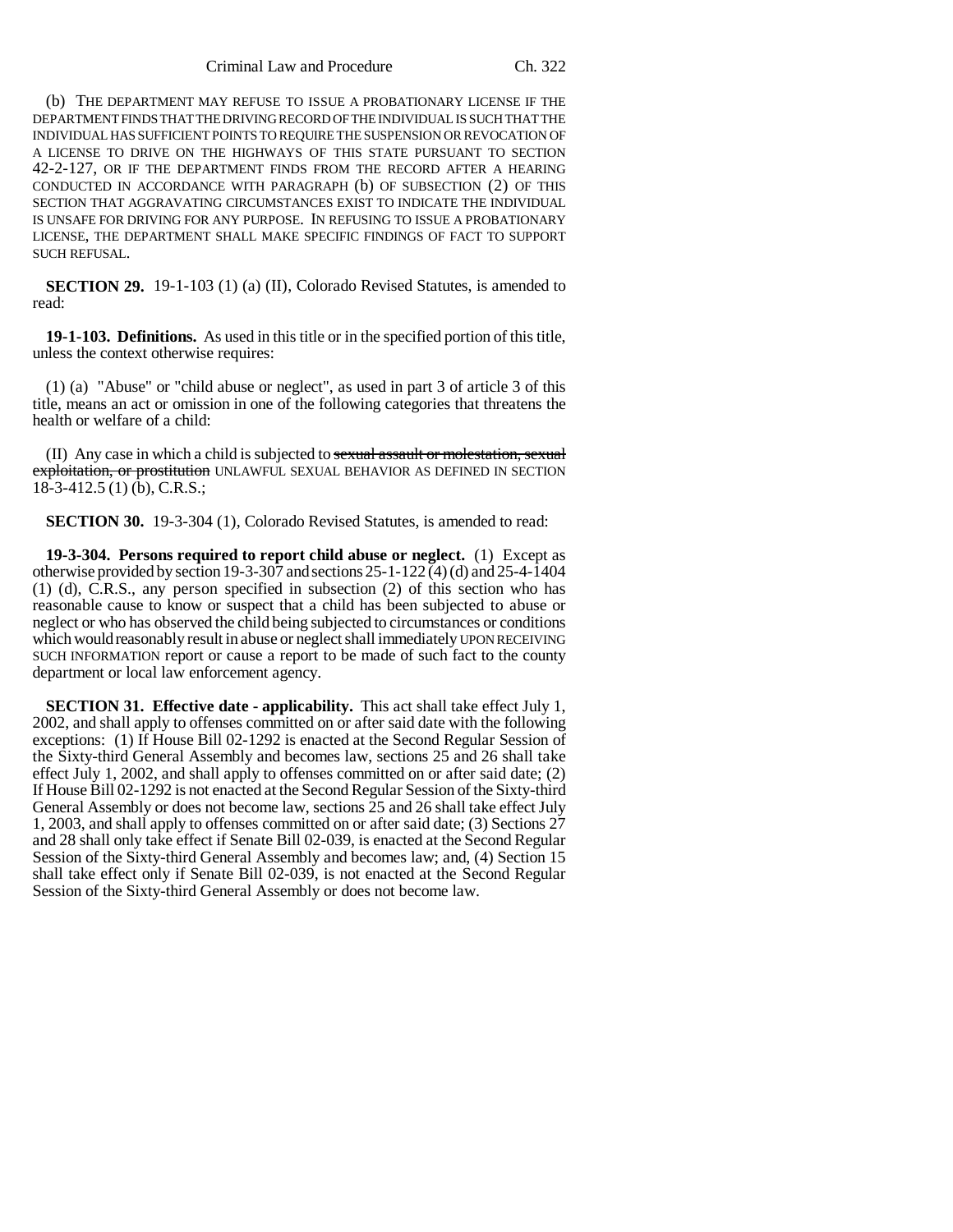(b) THE DEPARTMENT MAY REFUSE TO ISSUE A PROBATIONARY LICENSE IF THE DEPARTMENT FINDS THAT THE DRIVING RECORD OF THE INDIVIDUAL IS SUCH THAT THE INDIVIDUAL HAS SUFFICIENT POINTS TO REQUIRE THE SUSPENSION OR REVOCATION OF A LICENSE TO DRIVE ON THE HIGHWAYS OF THIS STATE PURSUANT TO SECTION 42-2-127, OR IF THE DEPARTMENT FINDS FROM THE RECORD AFTER A HEARING CONDUCTED IN ACCORDANCE WITH PARAGRAPH (b) OF SUBSECTION (2) OF THIS SECTION THAT AGGRAVATING CIRCUMSTANCES EXIST TO INDICATE THE INDIVIDUAL IS UNSAFE FOR DRIVING FOR ANY PURPOSE. IN REFUSING TO ISSUE A PROBATIONARY LICENSE, THE DEPARTMENT SHALL MAKE SPECIFIC FINDINGS OF FACT TO SUPPORT SUCH REFUSAL.

**SECTION 29.** 19-1-103 (1) (a) (II), Colorado Revised Statutes, is amended to read:

**19-1-103. Definitions.** As used in this title or in the specified portion of this title, unless the context otherwise requires:

(1) (a) "Abuse" or "child abuse or neglect", as used in part 3 of article 3 of this title, means an act or omission in one of the following categories that threatens the health or welfare of a child:

(II) Any case in which a child is subjected to ~~sexual assault or molestation, sexual exploitation, or prostitution~~ UNLAWFUL SEXUAL BEHAVIOR AS DEFINED IN SECTION 18-3-412.5 (1) (b), C.R.S.;

**SECTION 30.** 19-3-304 (1), Colorado Revised Statutes, is amended to read:

**19-3-304. Persons required to report child abuse or neglect.** (1) Except as otherwise provided by section 19-3-307 and sections 25-1-122 (4) (d) and 25-4-1404 (1) (d), C.R.S., any person specified in subsection (2) of this section who has reasonable cause to know or suspect that a child has been subjected to abuse or neglect or who has observed the child being subjected to circumstances or conditions which would reasonably result in abuse or neglect shall immediately UPON RECEIVING SUCH INFORMATION report or cause a report to be made of such fact to the county department or local law enforcement agency.

**SECTION 31. Effective date - applicability.** This act shall take effect July 1, 2002, and shall apply to offenses committed on or after said date with the following exceptions: (1) If House Bill 02-1292 is enacted at the Second Regular Session of the Sixty-third General Assembly and becomes law, sections 25 and 26 shall take effect July 1, 2002, and shall apply to offenses committed on or after said date; (2) If House Bill 02-1292 is not enacted at the Second Regular Session of the Sixty-third General Assembly or does not become law, sections 25 and 26 shall take effect July 1, 2003, and shall apply to offenses committed on or after said date; (3) Sections 27 and 28 shall only take effect if Senate Bill 02-039, is enacted at the Second Regular Session of the Sixty-third General Assembly and becomes law; and, (4) Section 15 shall take effect only if Senate Bill 02-039, is not enacted at the Second Regular Session of the Sixty-third General Assembly or does not become law.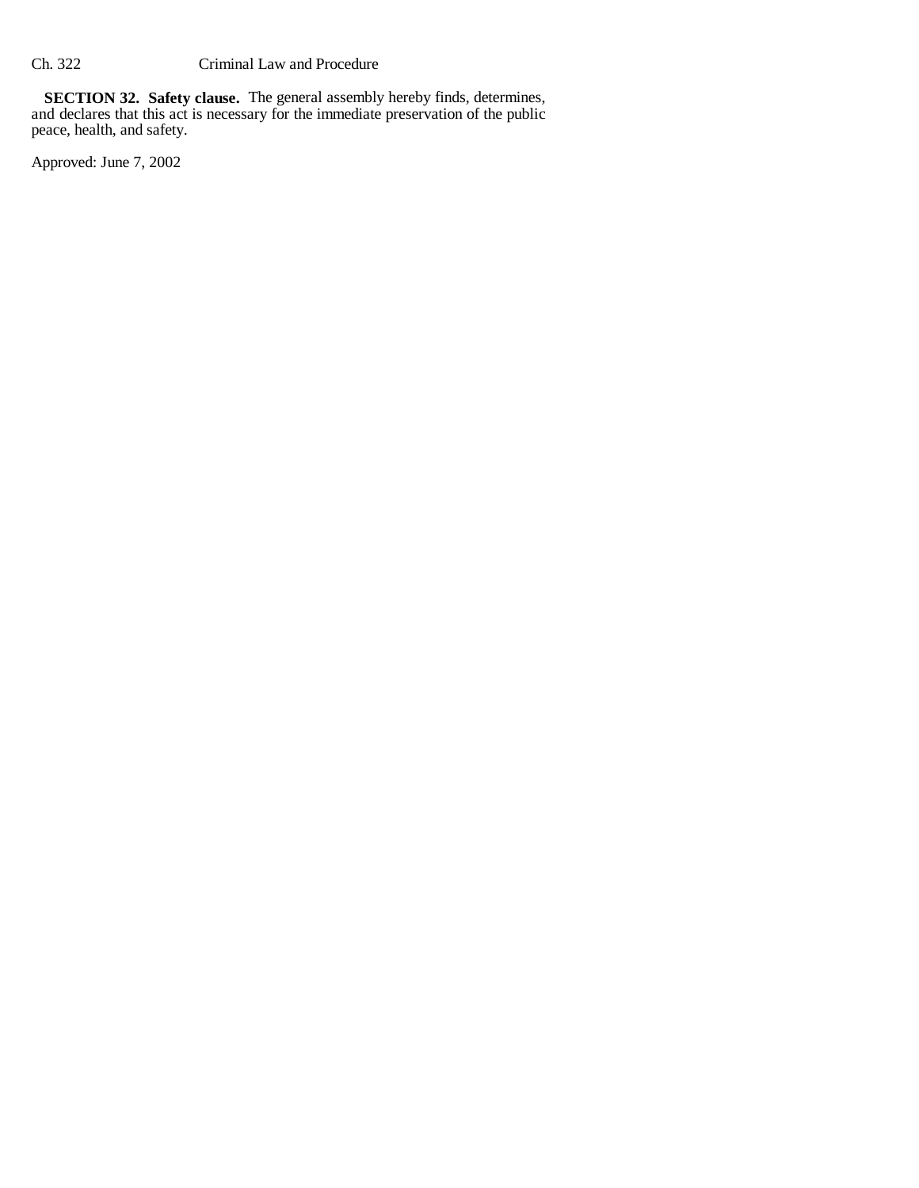**SECTION 32. Safety clause.** The general assembly hereby finds, determines, and declares that this act is necessary for the immediate preservation of the public peace, health, and safety.

Approved: June 7, 2002